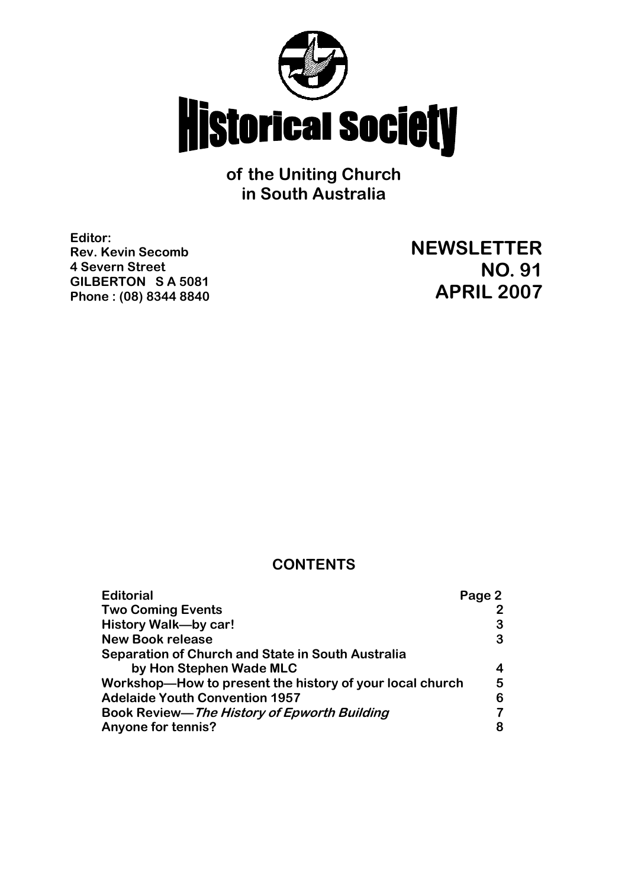# Historical Society

**of the Uniting Church in South Australia**

**Editor:**
**Rev. Kevin Secomb**
**4 Severn Street**
**GILBERTON S A 5081**
**Phone : (08) 8344 8840**

## NEWSLETTER NO. 91 APRIL 2007

### CONTENTS

| | |
|---|---|
| **Editorial** | **Page 2** |
| **Two Coming Events** | **2** |
| **History Walk—by car!** | **3** |
| **New Book release** | **3** |
| **Separation of Church and State in South Australia by Hon Stephen Wade MLC** | **4** |
| **Workshop—How to present the history of your local church** | **5** |
| **Adelaide Youth Convention 1957** | **6** |
| **Book Review—*The History of Epworth Building*** | **7** |
| **Anyone for tennis?** | **8** |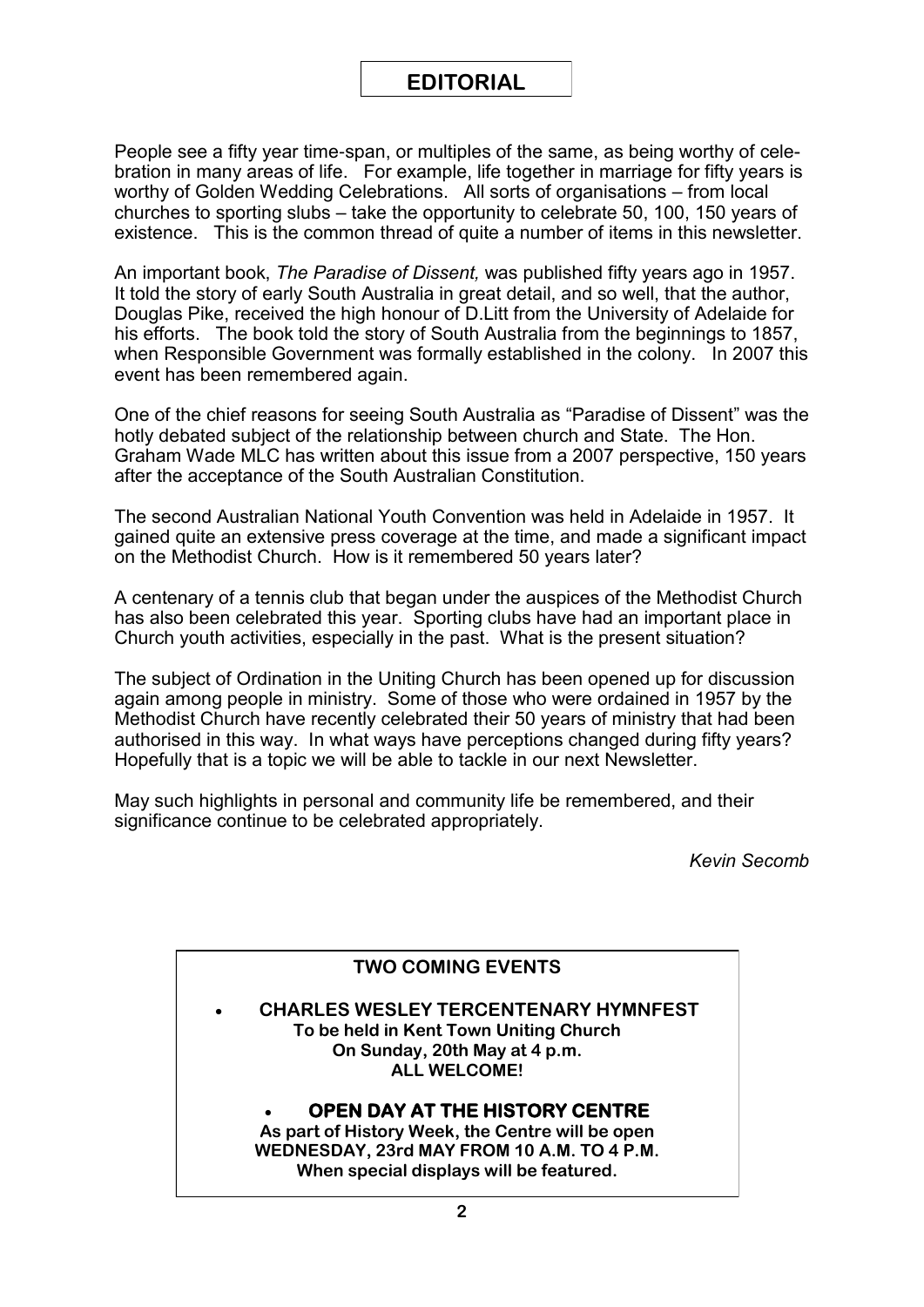# EDITORIAL

People see a fifty year time-span, or multiples of the same, as being worthy of celebration in many areas of life. For example, life together in marriage for fifty years is worthy of Golden Wedding Celebrations. All sorts of organisations – from local churches to sporting slubs – take the opportunity to celebrate 50, 100, 150 years of existence. This is the common thread of quite a number of items in this newsletter.

An important book, *The Paradise of Dissent,* was published fifty years ago in 1957. It told the story of early South Australia in great detail, and so well, that the author, Douglas Pike, received the high honour of D.Litt from the University of Adelaide for his efforts. The book told the story of South Australia from the beginnings to 1857, when Responsible Government was formally established in the colony. In 2007 this event has been remembered again.

One of the chief reasons for seeing South Australia as "Paradise of Dissent" was the hotly debated subject of the relationship between church and State. The Hon. Graham Wade MLC has written about this issue from a 2007 perspective, 150 years after the acceptance of the South Australian Constitution.

The second Australian National Youth Convention was held in Adelaide in 1957. It gained quite an extensive press coverage at the time, and made a significant impact on the Methodist Church. How is it remembered 50 years later?

A centenary of a tennis club that began under the auspices of the Methodist Church has also been celebrated this year. Sporting clubs have had an important place in Church youth activities, especially in the past. What is the present situation?

The subject of Ordination in the Uniting Church has been opened up for discussion again among people in ministry. Some of those who were ordained in 1957 by the Methodist Church have recently celebrated their 50 years of ministry that had been authorised in this way. In what ways have perceptions changed during fifty years? Hopefully that is a topic we will be able to tackle in our next Newsletter.

May such highlights in personal and community life be remembered, and their significance continue to be celebrated appropriately.

*Kevin Secomb*

**TWO COMING EVENTS**

- **CHARLES WESLEY TERCENTENARY HYMNFEST**
  **To be held in Kent Town Uniting Church**
  **On Sunday, 20th May at 4 p.m.**
  **ALL WELCOME!**

- **OPEN DAY AT THE HISTORY CENTRE**
  **As part of History Week, the Centre will be open**
  **WEDNESDAY, 23rd MAY FROM 10 A.M. TO 4 P.M.**
  **When special displays will be featured.**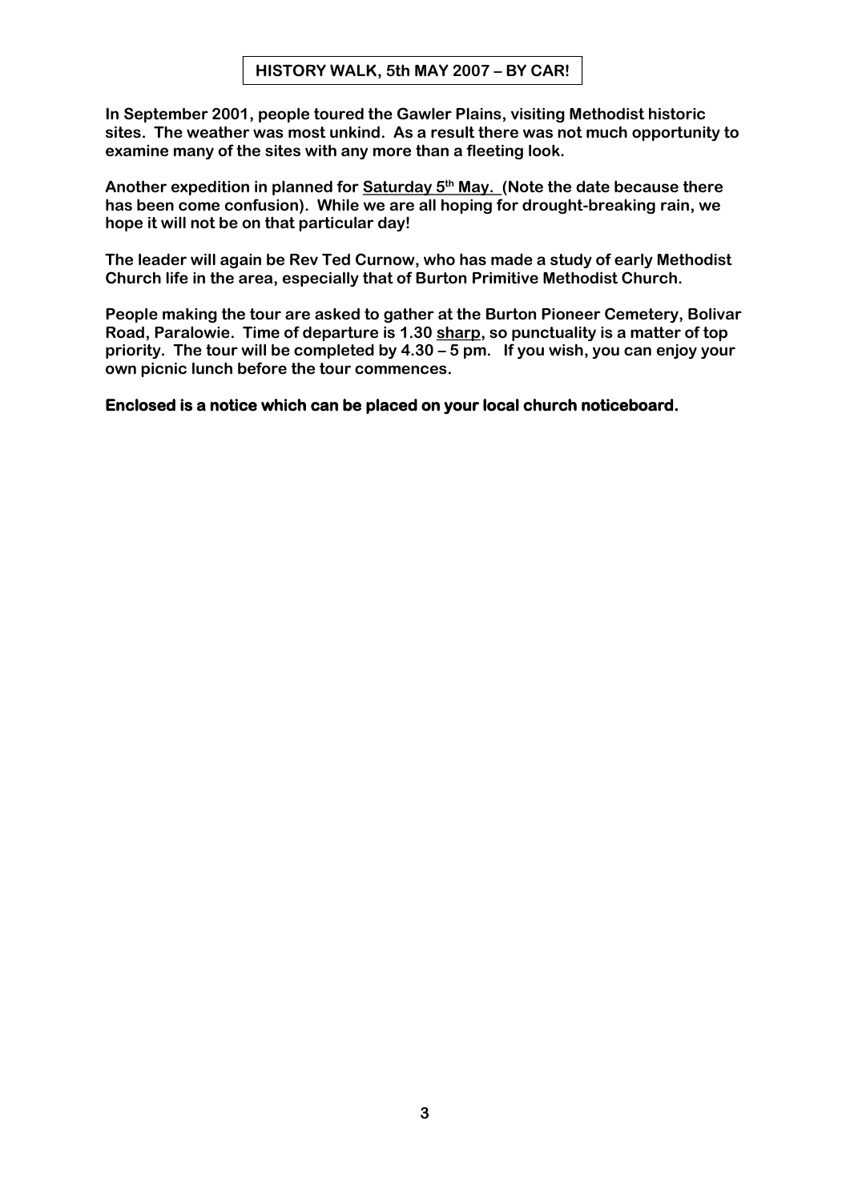# HISTORY WALK, 5th MAY 2007 – BY CAR!

**In September 2001, people toured the Gawler Plains, visiting Methodist historic sites. The weather was most unkind. As a result there was not much opportunity to examine many of the sites with any more than a fleeting look.**

**Another expedition in planned for <u>Saturday 5th May.</u> (Note the date because there has been come confusion). While we are all hoping for drought-breaking rain, we hope it will not be on that particular day!**

**The leader will again be Rev Ted Curnow, who has made a study of early Methodist Church life in the area, especially that of Burton Primitive Methodist Church.**

**People making the tour are asked to gather at the Burton Pioneer Cemetery, Bolivar Road, Paralowie. Time of departure is 1.30 <u>sharp</u>, so punctuality is a matter of top priority. The tour will be completed by 4.30 – 5 pm. If you wish, you can enjoy your own picnic lunch before the tour commences.**

**Enclosed is a notice which can be placed on your local church noticeboard.**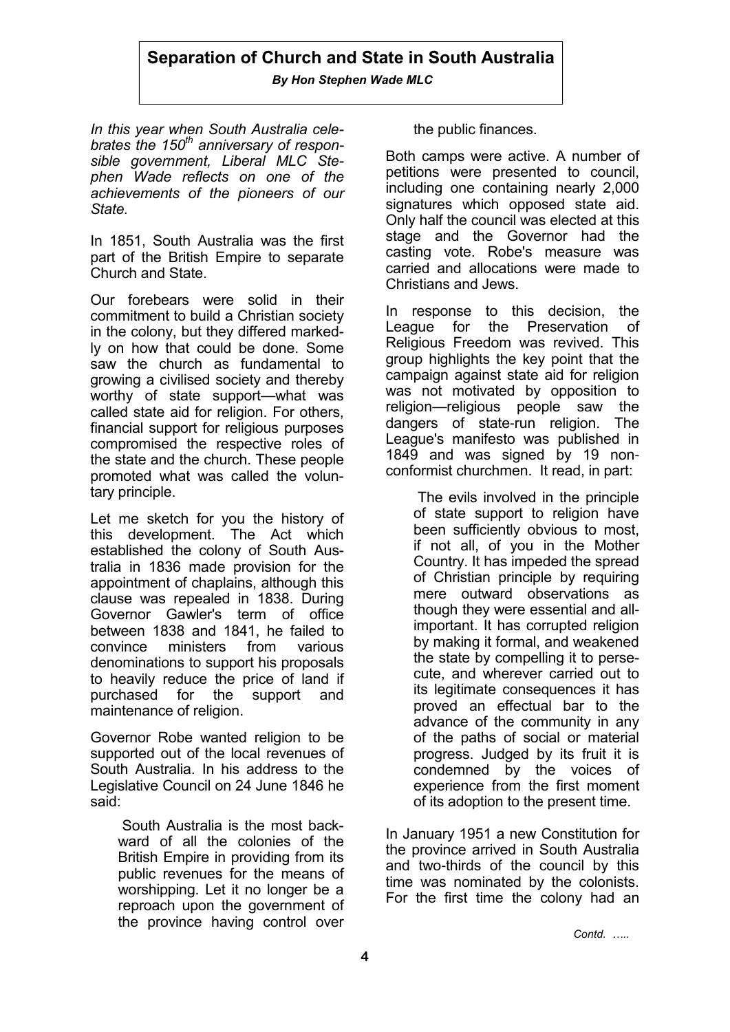# Separation of Church and State in South Australia

***By Hon Stephen Wade MLC***

*In this year when South Australia celebrates the 150th anniversary of responsible government, Liberal MLC Stephen Wade reflects on one of the achievements of the pioneers of our State.*

In 1851, South Australia was the first part of the British Empire to separate Church and State.

Our forebears were solid in their commitment to build a Christian society in the colony, but they differed markedly on how that could be done. Some saw the church as fundamental to growing a civilised society and thereby worthy of state support—what was called state aid for religion. For others, financial support for religious purposes compromised the respective roles of the state and the church. These people promoted what was called the voluntary principle.

Let me sketch for you the history of this development. The Act which established the colony of South Australia in 1836 made provision for the appointment of chaplains, although this clause was repealed in 1838. During Governor Gawler's term of office between 1838 and 1841, he failed to convince ministers from various denominations to support his proposals to heavily reduce the price of land if purchased for the support and maintenance of religion.

Governor Robe wanted religion to be supported out of the local revenues of South Australia. In his address to the Legislative Council on 24 June 1846 he said:

> South Australia is the most backward of all the colonies of the British Empire in providing from its public revenues for the means of worshipping. Let it no longer be a reproach upon the government of the province having control over the public finances.

Both camps were active. A number of petitions were presented to council, including one containing nearly 2,000 signatures which opposed state aid. Only half the council was elected at this stage and the Governor had the casting vote. Robe's measure was carried and allocations were made to Christians and Jews.

In response to this decision, the League for the Preservation of Religious Freedom was revived. This group highlights the key point that the campaign against state aid for religion was not motivated by opposition to religion—religious people saw the dangers of state-run religion. The League's manifesto was published in 1849 and was signed by 19 nonconformist churchmen. It read, in part:

> The evils involved in the principle of state support to religion have been sufficiently obvious to most, if not all, of you in the Mother Country. It has impeded the spread of Christian principle by requiring mere outward observations as though they were essential and all-important. It has corrupted religion by making it formal, and weakened the state by compelling it to persecute, and wherever carried out to its legitimate consequences it has proved an effectual bar to the advance of the community in any of the paths of social or material progress. Judged by its fruit it is condemned by the voices of experience from the first moment of its adoption to the present time.

In January 1951 a new Constitution for the province arrived in South Australia and two-thirds of the council by this time was nominated by the colonists. For the first time the colony had an

*Contd. …..*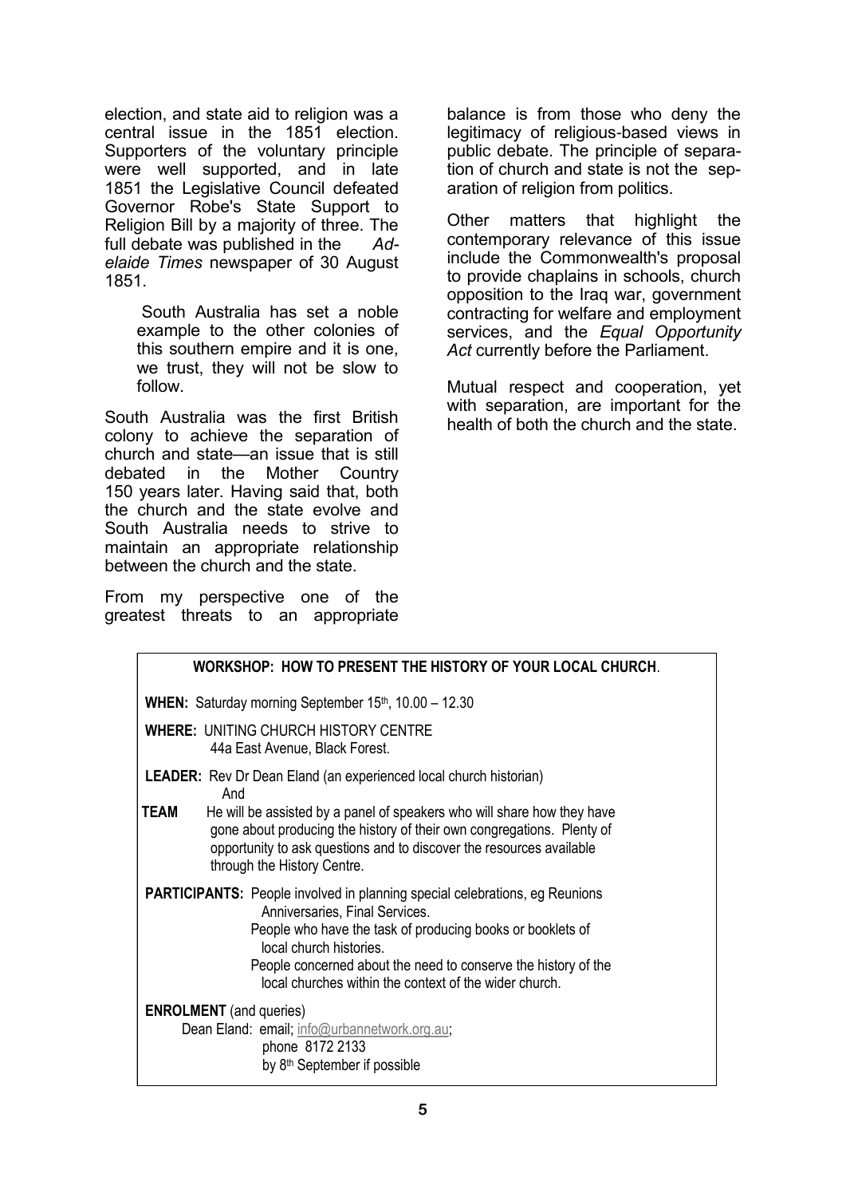election, and state aid to religion was a central issue in the 1851 election. Supporters of the voluntary principle were well supported, and in late 1851 the Legislative Council defeated Governor Robe's State Support to Religion Bill by a majority of three. The full debate was published in the *Adelaide Times* newspaper of 30 August 1851.

> South Australia has set a noble example to the other colonies of this southern empire and it is one, we trust, they will not be slow to follow.

South Australia was the first British colony to achieve the separation of church and state—an issue that is still debated in the Mother Country 150 years later. Having said that, both the church and the state evolve and South Australia needs to strive to maintain an appropriate relationship between the church and the state.

From my perspective one of the greatest threats to an appropriate balance is from those who deny the legitimacy of religious-based views in public debate. The principle of separation of church and state is not the separation of religion from politics.

Other matters that highlight the contemporary relevance of this issue include the Commonwealth's proposal to provide chaplains in schools, church opposition to the Iraq war, government contracting for welfare and employment services, and the *Equal Opportunity Act* currently before the Parliament.

Mutual respect and cooperation, yet with separation, are important for the health of both the church and the state.

---

**WORKSHOP: HOW TO PRESENT THE HISTORY OF YOUR LOCAL CHURCH**.

**WHEN:** Saturday morning September 15th, 10.00 – 12.30

**WHERE:** UNITING CHURCH HISTORY CENTRE
44a East Avenue, Black Forest.

**LEADER:** Rev Dr Dean Eland (an experienced local church historian)
And

**TEAM** He will be assisted by a panel of speakers who will share how they have gone about producing the history of their own congregations. Plenty of opportunity to ask questions and to discover the resources available through the History Centre.

**PARTICIPANTS:** People involved in planning special celebrations, eg Reunions Anniversaries, Final Services.
People who have the task of producing books or booklets of local church histories.
People concerned about the need to conserve the history of the local churches within the context of the wider church.

**ENROLMENT** (and queries)
Dean Eland: email; info@urbannetwork.org.au;
phone 8172 2133
by 8th September if possible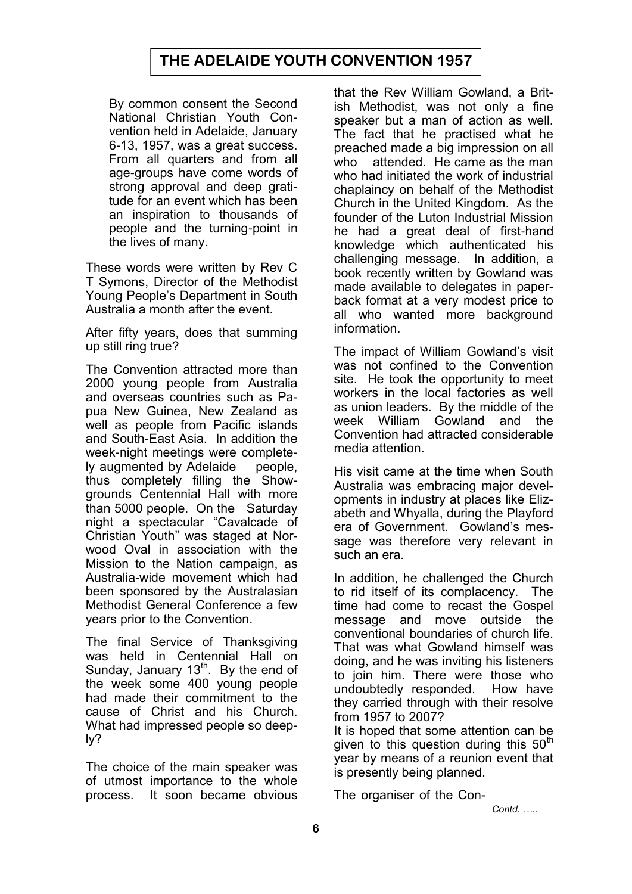# THE ADELAIDE YOUTH CONVENTION 1957

> By common consent the Second National Christian Youth Convention held in Adelaide, January 6-13, 1957, was a great success. From all quarters and from all age-groups have come words of strong approval and deep gratitude for an event which has been an inspiration to thousands of people and the turning-point in the lives of many.

These words were written by Rev C T Symons, Director of the Methodist Young People's Department in South Australia a month after the event.

After fifty years, does that summing up still ring true?

The Convention attracted more than 2000 young people from Australia and overseas countries such as Papua New Guinea, New Zealand as well as people from Pacific islands and South-East Asia. In addition the week-night meetings were completely augmented by Adelaide people, thus completely filling the Showgrounds Centennial Hall with more than 5000 people. On the Saturday night a spectacular "Cavalcade of Christian Youth" was staged at Norwood Oval in association with the Mission to the Nation campaign, as Australia-wide movement which had been sponsored by the Australasian Methodist General Conference a few years prior to the Convention.

The final Service of Thanksgiving was held in Centennial Hall on Sunday, January 13th. By the end of the week some 400 young people had made their commitment to the cause of Christ and his Church. What had impressed people so deeply?

The choice of the main speaker was of utmost importance to the whole process. It soon became obvious that the Rev William Gowland, a British Methodist, was not only a fine speaker but a man of action as well. The fact that he practised what he preached made a big impression on all who attended. He came as the man who had initiated the work of industrial chaplaincy on behalf of the Methodist Church in the United Kingdom. As the founder of the Luton Industrial Mission he had a great deal of first-hand knowledge which authenticated his challenging message. In addition, a book recently written by Gowland was made available to delegates in paperback format at a very modest price to all who wanted more background information.

The impact of William Gowland's visit was not confined to the Convention site. He took the opportunity to meet workers in the local factories as well as union leaders. By the middle of the week William Gowland and the Convention had attracted considerable media attention.

His visit came at the time when South Australia was embracing major developments in industry at places like Elizabeth and Whyalla, during the Playford era of Government. Gowland's message was therefore very relevant in such an era.

In addition, he challenged the Church to rid itself of its complacency. The time had come to recast the Gospel message and move outside the conventional boundaries of church life. That was what Gowland himself was doing, and he was inviting his listeners to join him. There were those who undoubtedly responded. How have they carried through with their resolve from 1957 to 2007?

It is hoped that some attention can be given to this question during this 50th year by means of a reunion event that is presently being planned.

The organiser of the Con-

*Contd. …..*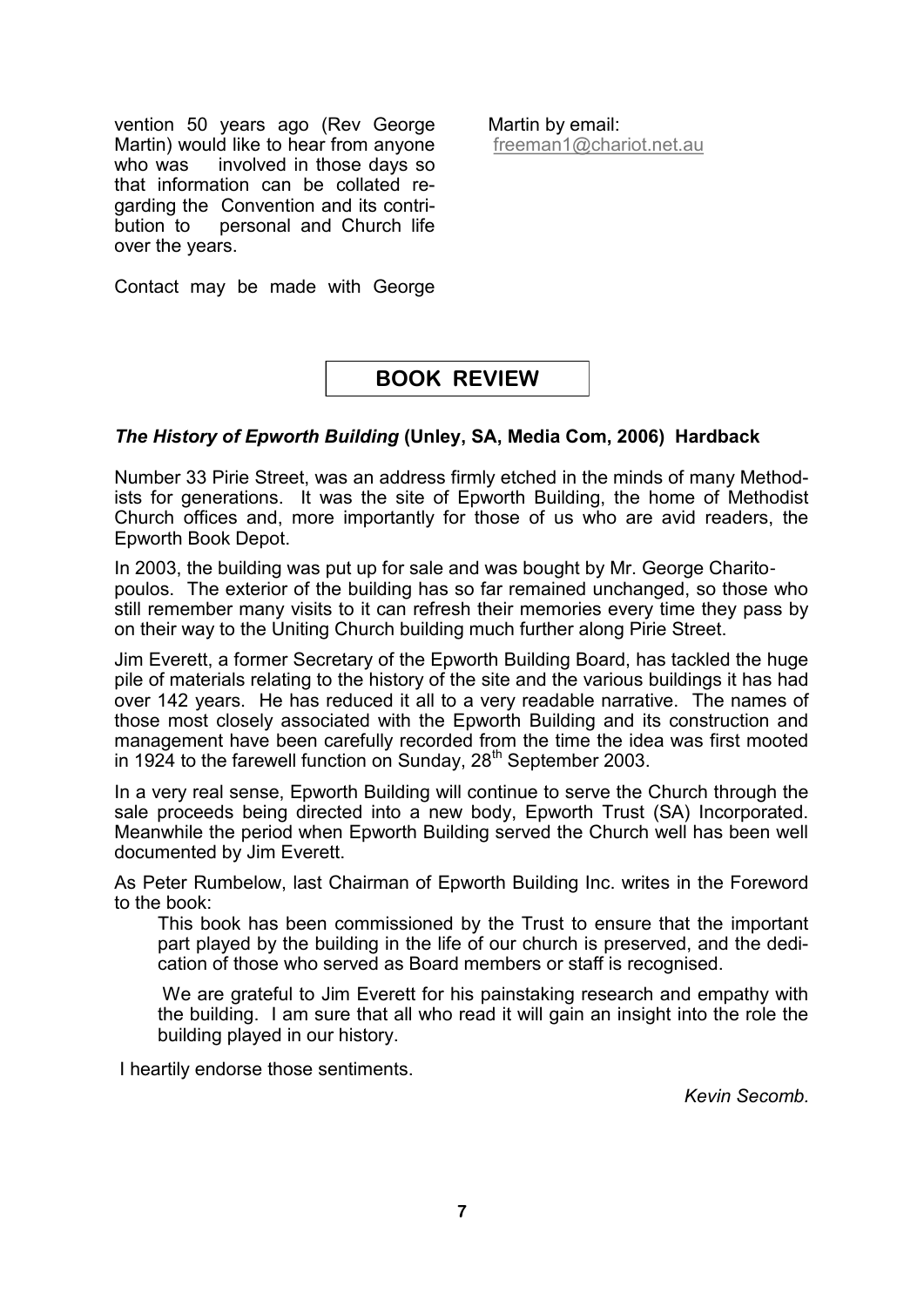vention 50 years ago (Rev George Martin) would like to hear from anyone who was involved in those days so that information can be collated regarding the Convention and its contribution to personal and Church life over the years.

Contact may be made with George Martin by email: freeman1@chariot.net.au

## BOOK REVIEW

***The History of Epworth Building*** **(Unley, SA, Media Com, 2006) Hardback**

Number 33 Pirie Street, was an address firmly etched in the minds of many Methodists for generations. It was the site of Epworth Building, the home of Methodist Church offices and, more importantly for those of us who are avid readers, the Epworth Book Depot.

In 2003, the building was put up for sale and was bought by Mr. George Charitopoulos. The exterior of the building has so far remained unchanged, so those who still remember many visits to it can refresh their memories every time they pass by on their way to the Uniting Church building much further along Pirie Street.

Jim Everett, a former Secretary of the Epworth Building Board, has tackled the huge pile of materials relating to the history of the site and the various buildings it has had over 142 years. He has reduced it all to a very readable narrative. The names of those most closely associated with the Epworth Building and its construction and management have been carefully recorded from the time the idea was first mooted in 1924 to the farewell function on Sunday, 28th September 2003.

In a very real sense, Epworth Building will continue to serve the Church through the sale proceeds being directed into a new body, Epworth Trust (SA) Incorporated. Meanwhile the period when Epworth Building served the Church well has been well documented by Jim Everett.

As Peter Rumbelow, last Chairman of Epworth Building Inc. writes in the Foreword to the book:

> This book has been commissioned by the Trust to ensure that the important part played by the building in the life of our church is preserved, and the dedication of those who served as Board members or staff is recognised.
>
> We are grateful to Jim Everett for his painstaking research and empathy with the building. I am sure that all who read it will gain an insight into the role the building played in our history.

I heartily endorse those sentiments.

*Kevin Secomb.*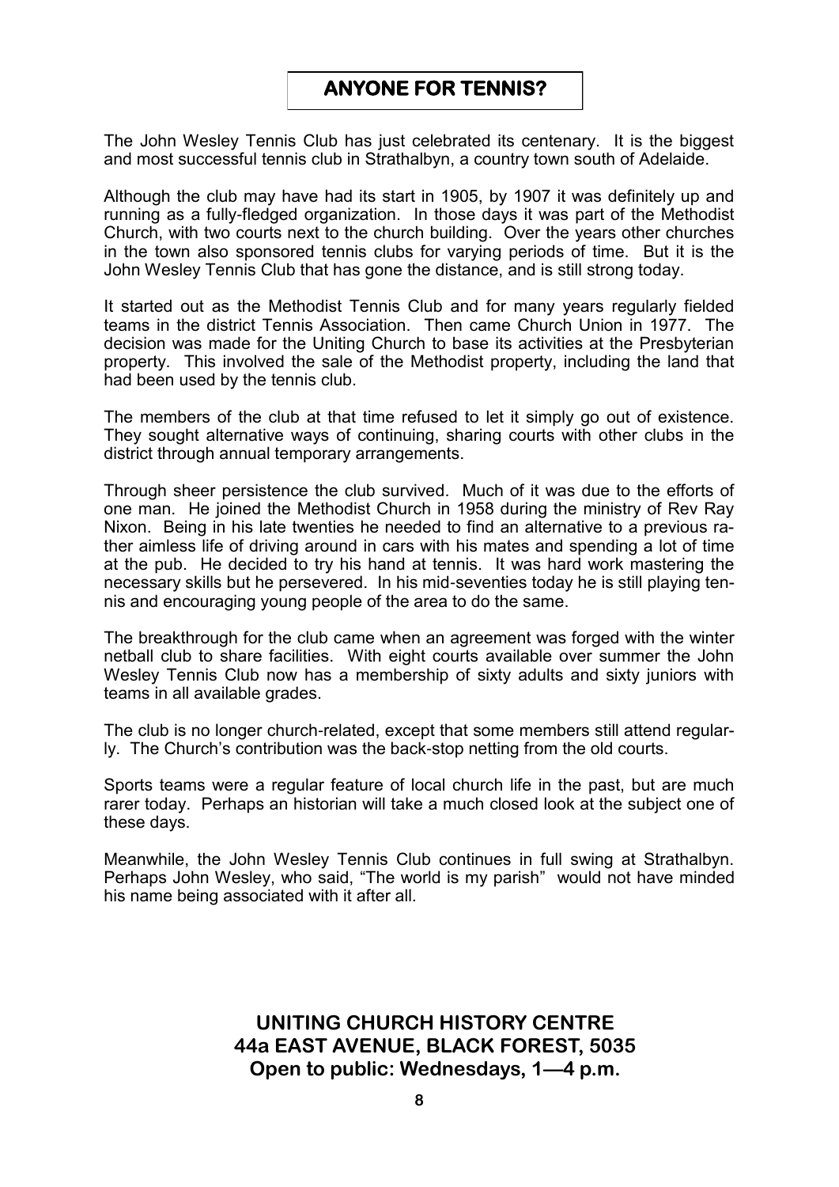## ANYONE FOR TENNIS?

The John Wesley Tennis Club has just celebrated its centenary. It is the biggest and most successful tennis club in Strathalbyn, a country town south of Adelaide.

Although the club may have had its start in 1905, by 1907 it was definitely up and running as a fully-fledged organization. In those days it was part of the Methodist Church, with two courts next to the church building. Over the years other churches in the town also sponsored tennis clubs for varying periods of time. But it is the John Wesley Tennis Club that has gone the distance, and is still strong today.

It started out as the Methodist Tennis Club and for many years regularly fielded teams in the district Tennis Association. Then came Church Union in 1977. The decision was made for the Uniting Church to base its activities at the Presbyterian property. This involved the sale of the Methodist property, including the land that had been used by the tennis club.

The members of the club at that time refused to let it simply go out of existence. They sought alternative ways of continuing, sharing courts with other clubs in the district through annual temporary arrangements.

Through sheer persistence the club survived. Much of it was due to the efforts of one man. He joined the Methodist Church in 1958 during the ministry of Rev Ray Nixon. Being in his late twenties he needed to find an alternative to a previous rather aimless life of driving around in cars with his mates and spending a lot of time at the pub. He decided to try his hand at tennis. It was hard work mastering the necessary skills but he persevered. In his mid-seventies today he is still playing tennis and encouraging young people of the area to do the same.

The breakthrough for the club came when an agreement was forged with the winter netball club to share facilities. With eight courts available over summer the John Wesley Tennis Club now has a membership of sixty adults and sixty juniors with teams in all available grades.

The club is no longer church-related, except that some members still attend regularly. The Church's contribution was the back-stop netting from the old courts.

Sports teams were a regular feature of local church life in the past, but are much rarer today. Perhaps an historian will take a much closed look at the subject one of these days.

Meanwhile, the John Wesley Tennis Club continues in full swing at Strathalbyn. Perhaps John Wesley, who said, "The world is my parish" would not have minded his name being associated with it after all.

**UNITING CHURCH HISTORY CENTRE**
**44a EAST AVENUE, BLACK FOREST, 5035**
**Open to public: Wednesdays, 1—4 p.m.**